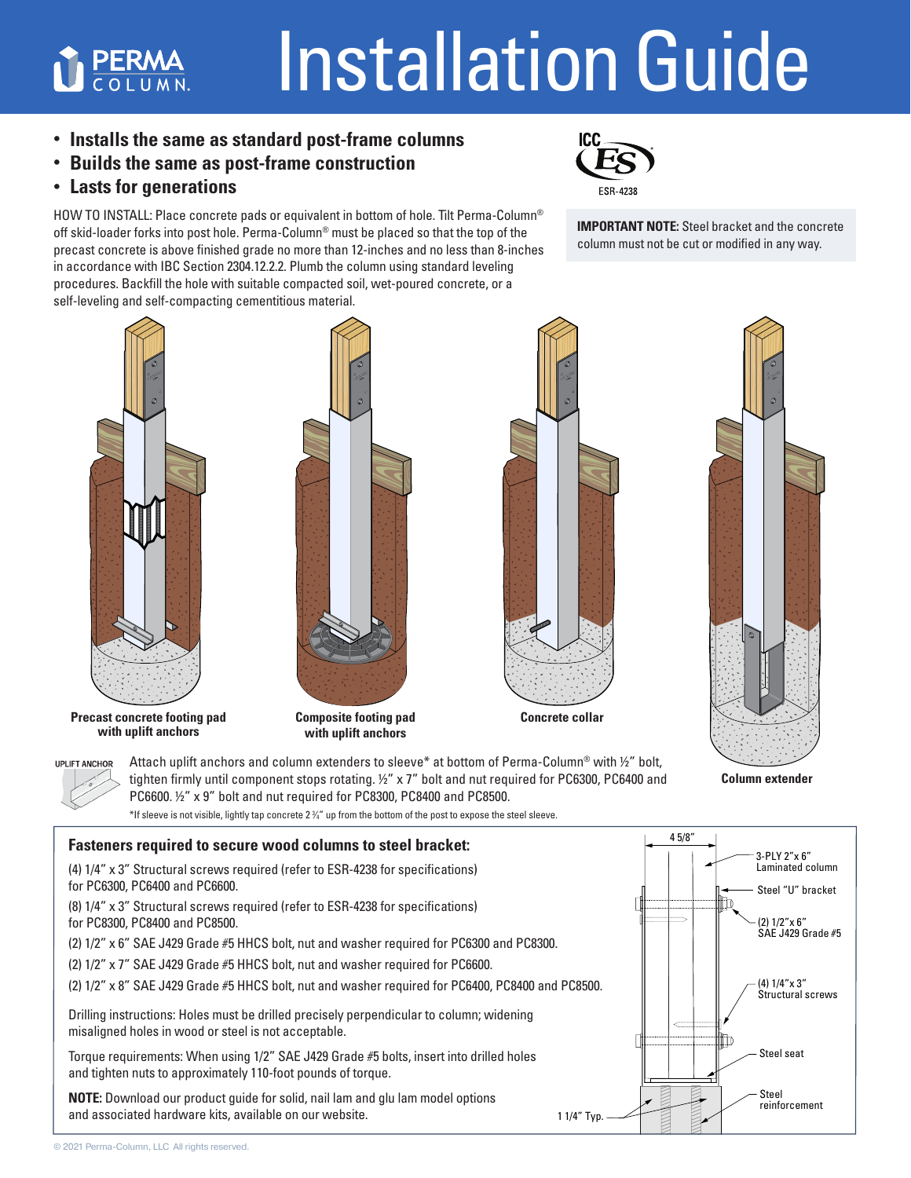# Installation Guide

- **Installs the same as standard post-frame columns**
- **Builds the same as post-frame construction**
- **Lasts for generations**

HOW TO INSTALL: Place concrete pads or equivalent in bottom of hole. Tilt Perma-Column® off skid-loader forks into post hole. Perma-Column® must be placed so that the top of the precast concrete is above finished grade no more than 12-inches and no less than 8-inches in accordance with IBC Section 2304.12.2.2. Plumb the column using standard leveling procedures. Backfill the hole with suitable compacted soil, wet-poured concrete, or a self-leveling and self-compacting cementitious material.

ICC ES
ESR-4238

**IMPORTANT NOTE:** Steel bracket and the concrete column must not be cut or modified in any way.

**Precast concrete footing pad with uplift anchors**

**Composite footing pad with uplift anchors**

**Concrete collar**

**Column extender**

UPLIFT ANCHOR

Attach uplift anchors and column extenders to sleeve* at bottom of Perma-Column® with ½" bolt, tighten firmly until component stops rotating. ½" x 7" bolt and nut required for PC6300, PC6400 and PC6600. ½" x 9" bolt and nut required for PC8300, PC8400 and PC8500.

*If sleeve is not visible, lightly tap concrete 2 ¾" up from the bottom of the post to expose the steel sleeve.

## Fasteners required to secure wood columns to steel bracket:

(4) 1/4" x 3" Structural screws required (refer to ESR-4238 for specifications) for PC6300, PC6400 and PC6600.

(8) 1/4" x 3" Structural screws required (refer to ESR-4238 for specifications) for PC8300, PC8400 and PC8500.

(2) 1/2" x 6" SAE J429 Grade #5 HHCS bolt, nut and washer required for PC6300 and PC8300.

(2) 1/2" x 7" SAE J429 Grade #5 HHCS bolt, nut and washer required for PC6600.

(2) 1/2" x 8" SAE J429 Grade #5 HHCS bolt, nut and washer required for PC6400, PC8400 and PC8500.

Drilling instructions: Holes must be drilled precisely perpendicular to column; widening misaligned holes in wood or steel is not acceptable.

Torque requirements: When using 1/2" SAE J429 Grade #5 bolts, insert into drilled holes and tighten nuts to approximately 110-foot pounds of torque.

**NOTE:** Download our product guide for solid, nail lam and glu lam model options and associated hardware kits, available on our website.

4 5/8"
3-PLY 2"x 6" Laminated column
Steel "U" bracket
(2) 1/2"x 6" SAE J429 Grade #5
(4) 1/4"x 3" Structural screws
Steel seat
Steel reinforcement
1 1/4" Typ.

© 2021 Perma-Column, LLC All rights reserved.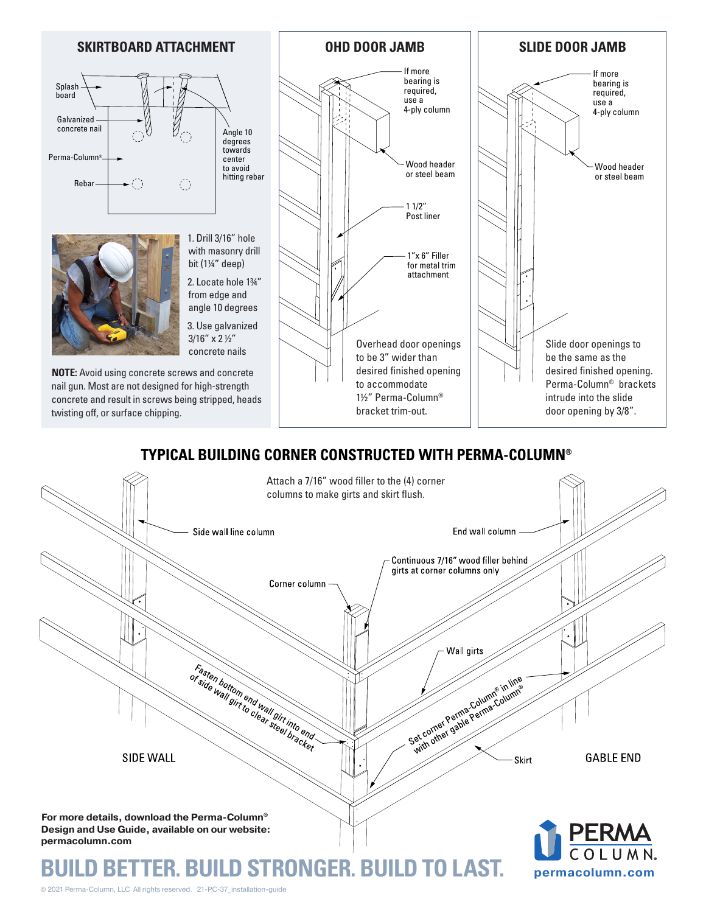## SKIRTBOARD ATTACHMENT

Splash board

Galvanized concrete nail

Perma-Column®

Rebar

Angle 10 degrees towards center to avoid hitting rebar

1. Drill 3/16" hole with masonry drill bit (1¼" deep)
2. Locate hole 1¾" from edge and angle 10 degrees
3. Use galvanized 3/16" x 2½" concrete nails

**NOTE:** Avoid using concrete screws and concrete nail gun. Most are not designed for high-strength concrete and result in screws being stripped, heads twisting off, or surface chipping.

## OHD DOOR JAMB

If more bearing is required, use a 4-ply column

Wood header or steel beam

1 1/2" Post liner

1"x 6" Filler for metal trim attachment

Overhead door openings to be 3" wider than desired finished opening to accommodate 1½" Perma-Column® bracket trim-out.

## SLIDE DOOR JAMB

If more bearing is required, use a 4-ply column

Wood header or steel beam

Slide door openings to be the same as the desired finished opening. Perma-Column® brackets intrude into the slide door opening by 3/8".

## TYPICAL BUILDING CORNER CONSTRUCTED WITH PERMA-COLUMN®

Attach a 7/16" wood filler to the (4) corner columns to make girts and skirt flush.

Side wall line column

End wall column

Continuous 7/16" wood filler behind girts at corner columns only

Corner column

Wall girts

Fasten bottom end wall girt into end of side wall girt to clear steel bracket

Set corner Perma-Column® in line with other gable Perma-Column®

Skirt

SIDE WALL

GABLE END

**For more details, download the Perma-Column® Design and Use Guide, available on our website: permacolumn.com**

PERMA COLUMN.
permacolumn.com

# BUILD BETTER. BUILD STRONGER. BUILD TO LAST.

© 2021 Perma-Column, LLC All rights reserved. 21-PC-37_installation-guide